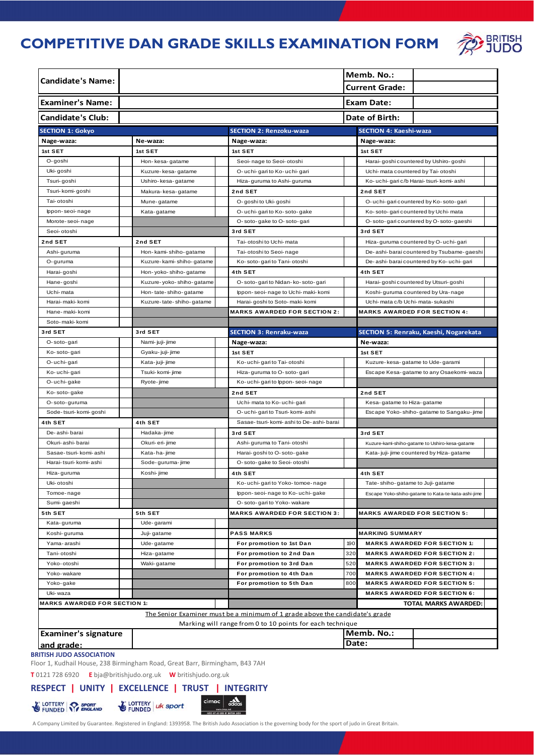# COMPETITIVE DAN GRADE SKILLS EXAMINATION FORM

| | | | |
|---|---|---|---|
| **Candidate's Name:** | | **Memb. No.:** | |
| | | **Current Grade:** | |
| **Examiner's Name:** | | **Exam Date:** | |
| **Candidate's Club:** | | **Date of Birth:** | |

| SECTION 1: Gokyo | | | | SECTION 2: Renzoku-waza | | SECTION 4: Kaeshi-waza | |
|---|---|---|---|---|---|---|---|
| **Nage-waza:** | | **Ne-waza:** | | **Nage-waza:** | | **Nage-waza:** | |
| **1st SET** | | **1st SET** | | **1st SET** | | **1st SET** | |
| O-goshi | | Hon-kesa-gatame | | Seoi-nage to Seoi-otoshi | | Harai-goshi countered by Ushiro-goshi | |
| Uki-goshi | | Kuzure-kesa-gatame | | O-uchi-gari to Ko-uchi-gari | | Uchi-mata countered by Tai-otoshi | |
| Tsuri-goshi | | Ushiro-kesa-gatame | | Hiza-guruma to Ashi-guruma | | Ko-uchi-gari c/b Harai-tsuri-komi-ashi | |
| Tsuri-komi-goshi | | Makura-kesa-gatame | | **2nd SET** | | **2nd SET** | |
| Tai-otoshi | | Mune-gatame | | O-goshi to Uki-goshi | | O-uchi-gari countered by Ko-soto-gari | |
| Ippon-seoi-nage | | Kata-gatame | | O-uchi-gari to Ko-soto-gake | | Ko-soto-gari countered by Uchi-mata | |
| Morote-seoi-nage | | | | O-soto-gake to O-soto-gari | | O-soto-gari countered by O-soto-gaeshi | |
| Seoi-otoshi | | | | **3rd SET** | | **3rd SET** | |
| **2nd SET** | | **2nd SET** | | Tai-otoshi to Uchi-mata | | Hiza-guruma countered by O-uchi-gari | |
| Ashi-guruma | | Hon-kami-shiho-gatame | | Tai-otoshi to Seoi-nage | | De-ashi-barai countered by Tsubame-gaeshi | |
| O-guruma | | Kuzure-kami-shiho-gatame | | Ko-soto-gari to Tani-otoshi | | De-ashi-barai countered by Ko-uchi-gari | |
| Harai-goshi | | Hon-yoko-shiho-gatame | | **4th SET** | | **4th SET** | |
| Hane-goshi | | Kuzure-yoko-shiho-gatame | | O-soto-gari to Nidan-ko-soto-gari | | Harai-goshi countered by Utsuri-goshi | |
| Uchi-mata | | Hon-tate-shiho-gatame | | Ippon-seoi-nage to Uchi-maki-komi | | Koshi-guruma countered by Ura-nage | |
| Harai-maki-komi | | Kuzure-tate-shiho-gatame | | Harai-goshi to Soto-maki-komi | | Uchi-mata c/b Uchi-mata-sukashi | |
| Hane-maki-komi | | | | **MARKS AWARDED FOR SECTION 2:** | | **MARKS AWARDED FOR SECTION 4:** | |
| Soto-maki-komi | | | | | | | |
| **3rd SET** | | **3rd SET** | | **SECTION 3: Renraku-waza** | | **SECTION 5: Renraku, Kaeshi, Nogarekata** | |
| O-soto-gari | | Nami-juji-jime | | **Nage-waza:** | | **Ne-waza:** | |
| Ko-soto-gari | | Gyaku-juji-jime | | **1st SET** | | **1st SET** | |
| O-uchi-gari | | Kata-juji-jime | | Ko-uchi-gari to Tai-otoshi | | Kuzure-kesa-gatame to Ude-garami | |
| Ko-uchi-gari | | Tsuki-komi-jime | | Hiza-guruma to O-soto-gari | | Escape Kesa-gatame to any Osaekomi-waza | |
| O-uchi-gake | | Ryote-jime | | Ko-uchi-gari to Ippon-seoi-nage | | | |
| Ko-soto-gake | | | | **2nd SET** | | **2nd SET** | |
| O-soto-guruma | | | | Uchi-mata to Ko-uchi-gari | | Kesa-gatame to Hiza-gatame | |
| Sode-tsuri-komi-goshi | | | | O-uchi-gari to Tsuri-komi-ashi | | Escape Yoko-shiho-gatame to Sangaku-jime | |
| **4th SET** | | **4th SET** | | Sasae-tsuri-komi-ashi to De-ashi-barai | | | |
| De-ashi-barai | | Hadaka-jime | | **3rd SET** | | **3rd SET** | |
| Okuri-ashi-barai | | Okuri-eri-jime | | Ashi-guruma to Tani-otoshi | | Kuzure-kami-shiho-gatame to Ushiro-kesa-gatame | |
| Sasae-tsuri-komi-ashi | | Kata-ha-jime | | Harai-goshi to O-soto-gake | | Kata-juji-jime countered by Hiza-gatame | |
| Harai-tsuri-komi-ashi | | Sode-guruma-jime | | O-soto-gake to Seoi-otoshi | | | |
| Hiza-guruma | | Koshi-jime | | **4th SET** | | **4th SET** | |
| Uki-otoshi | | | | Ko-uchi-gari to Yoko-tomoe-nage | | Tate-shiho-gatame to Juji-gatame | |
| Tomoe-nage | | | | Ippon-seoi-nage to Ko-uchi-gake | | Escape Yoko-shiho-gatame to Kata-te-kata-ashi-jime | |
| Sumi-gaeshi | | | | O-soto-gari to Yoko-wakare | | | |
| **5th SET** | | **5th SET** | | **MARKS AWARDED FOR SECTION 3:** | | **MARKS AWARDED FOR SECTION 5:** | |
| Kata-guruma | | Ude-garami | | | | | |
| Koshi-guruma | | Juji-gatame | | **PASS MARKS** | | **MARKING SUMMARY** | |
| Yama-arashi | | Ude-gatame | | For promotion to 1st Dan | 190 | MARKS AWARDED FOR SECTION 1: | |
| Tani-otoshi | | Hiza-gatame | | For promotion to 2nd Dan | 320 | MARKS AWARDED FOR SECTION 2: | |
| Yoko-otoshi | | Waki-gatame | | For promotion to 3rd Dan | 520 | MARKS AWARDED FOR SECTION 3: | |
| Yoko-wakare | | | | For promotion to 4th Dan | 700 | MARKS AWARDED FOR SECTION 4: | |
| Yoko-gake | | | | For promotion to 5th Dan | 800 | MARKS AWARDED FOR SECTION 5: | |
| Uki-waza | | | | | | MARKS AWARDED FOR SECTION 6: | |
| **MARKS AWARDED FOR SECTION 1:** | | | | | | **TOTAL MARKS AWARDED:** | |

<u>The Senior Examiner must be a minimum of 1 grade above the candidate's grade</u>

Marking will range from 0 to 10 points for each technique

| | | | |
|---|---|---|---|
| **Examiner's signature and grade:** | | **Memb. No.:** | |
| | | **Date:** | |

**BRITISH JUDO ASSOCIATION**

Floor 1, Kudhail House, 238 Birmingham Road, Great Barr, Birmingham, B43 7AH

**T** 0121 728 6920 **E** bja@britishjudo.org.uk **W** britishjudo.org.uk

**RESPECT | UNITY | EXCELLENCE | TRUST | INTEGRITY**

A Company Limited by Guarantee. Registered in England: 1393958. The British Judo Association is the governing body for the sport of judo in Great Britain.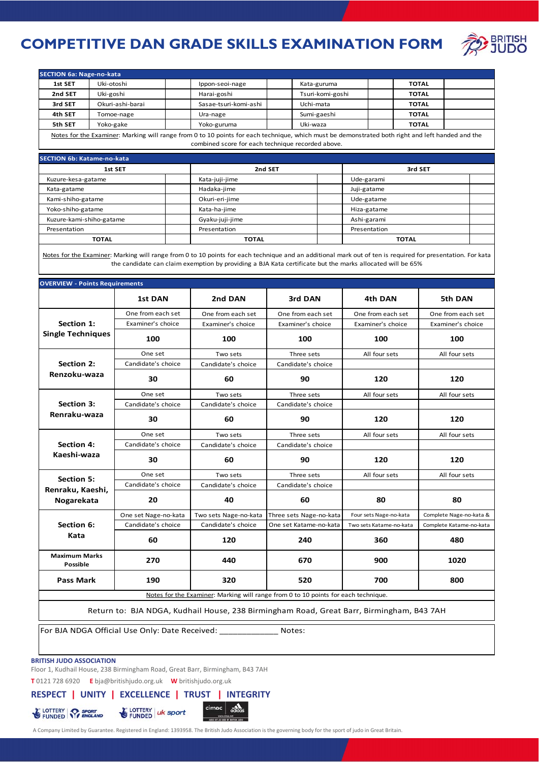# COMPETITIVE DAN GRADE SKILLS EXAMINATION FORM

| SECTION 6a: Nage-no-kata | | | | | | | |
|---|---|---|---|---|---|---|---|
| **1st SET** | Uki-otoshi | | Ippon-seoi-nage | | Kata-guruma | | **TOTAL** | |
| **2nd SET** | Uki-goshi | | Harai-goshi | | Tsuri-komi-goshi | | **TOTAL** | |
| **3rd SET** | Okuri-ashi-barai | | Sasae-tsuri-komi-ashi | | Uchi-mata | | **TOTAL** | |
| **4th SET** | Tomoe-nage | | Ura-nage | | Sumi-gaeshi | | **TOTAL** | |
| **5th SET** | Yoko-gake | | Yoko-guruma | | Uki-waza | | **TOTAL** | |

Notes for the Examiner: Marking will range from 0 to 10 points for each technique, which must be demonstrated both right and left handed and the combined score for each technique recorded above.

| SECTION 6b: Katame-no-kata | | | | | |
|---|---|---|---|---|---|
| **1st SET** | | **2nd SET** | | **3rd SET** | |
| Kuzure-kesa-gatame | | Kata-juji-jime | | Ude-garami | |
| Kata-gatame | | Hadaka-jime | | Juji-gatame | |
| Kami-shiho-gatame | | Okuri-eri-jime | | Ude-gatame | |
| Yoko-shiho-gatame | | Kata-ha-jime | | Hiza-gatame | |
| Kuzure-kami-shiho-gatame | | Gyaku-juji-jime | | Ashi-garami | |
| Presentation | | Presentation | | Presentation | |
| **TOTAL** | | **TOTAL** | | **TOTAL** | |

Notes for the Examiner: Marking will range from 0 to 10 points for each technique and an additional mark out of ten is required for presentation. For kata the candidate can claim exemption by providing a BJA Kata certificate but the marks allocated will be 65%

| OVERVIEW - Points Requirements | 1st DAN | 2nd DAN | 3rd DAN | 4th DAN | 5th DAN |
|---|---|---|---|---|---|
| **Section 1: Single Techniques** | One from each set<br>Examiner's choice<br>**100** | One from each set<br>Examiner's choice<br>**100** | One from each set<br>Examiner's choice<br>**100** | One from each set<br>Examiner's choice<br>**100** | One from each set<br>Examiner's choice<br>**100** |
| **Section 2: Renzoku-waza** | One set<br>Candidate's choice<br>**30** | Two sets<br>Candidate's choice<br>**60** | Three sets<br>Candidate's choice<br>**90** | All four sets<br>**120** | All four sets<br>**120** |
| **Section 3: Renraku-waza** | One set<br>Candidate's choice<br>**30** | Two sets<br>Candidate's choice<br>**60** | Three sets<br>Candidate's choice<br>**90** | All four sets<br>**120** | All four sets<br>**120** |
| **Section 4: Kaeshi-waza** | One set<br>Candidate's choice<br>**30** | Two sets<br>Candidate's choice<br>**60** | Three sets<br>Candidate's choice<br>**90** | All four sets<br>**120** | All four sets<br>**120** |
| **Section 5: Renraku, Kaeshi, Nogarekata** | One set<br>Candidate's choice<br>**20** | Two sets<br>Candidate's choice<br>**40** | Three sets<br>Candidate's choice<br>**60** | All four sets<br>**80** | All four sets<br>**80** |
| **Section 6: Kata** | One set Nage-no-kata<br>Candidate's choice<br>**60** | Two sets Nage-no-kata<br>Candidate's choice<br>**120** | Three sets Nage-no-kata<br>One set Katame-no-kata<br>**240** | Four sets Nage-no-kata<br>Two sets Katame-no-kata<br>**360** | Complete Nage-no-kata &<br>Complete Katame-no-kata<br>**480** |
| **Maximum Marks Possible** | **270** | **440** | **670** | **900** | **1020** |
| **Pass Mark** | **190** | **320** | **520** | **700** | **800** |

Notes for the Examiner: Marking will range from 0 to 10 points for each technique.

Return to: BJA NDGA, Kudhail House, 238 Birmingham Road, Great Barr, Birmingham, B43 7AH

For BJA NDGA Official Use Only: Date Received: _____________ Notes:

**BRITISH JUDO ASSOCIATION**

Floor 1, Kudhail House, 238 Birmingham Road, Great Barr, Birmingham, B43 7AH

**T** 0121 728 6920 **E** bja@britishjudo.org.uk **W** britishjudo.org.uk

**RESPECT | UNITY | EXCELLENCE | TRUST | INTEGRITY**

A Company Limited by Guarantee. Registered in England: 1393958. The British Judo Association is the governing body for the sport of judo in Great Britain.